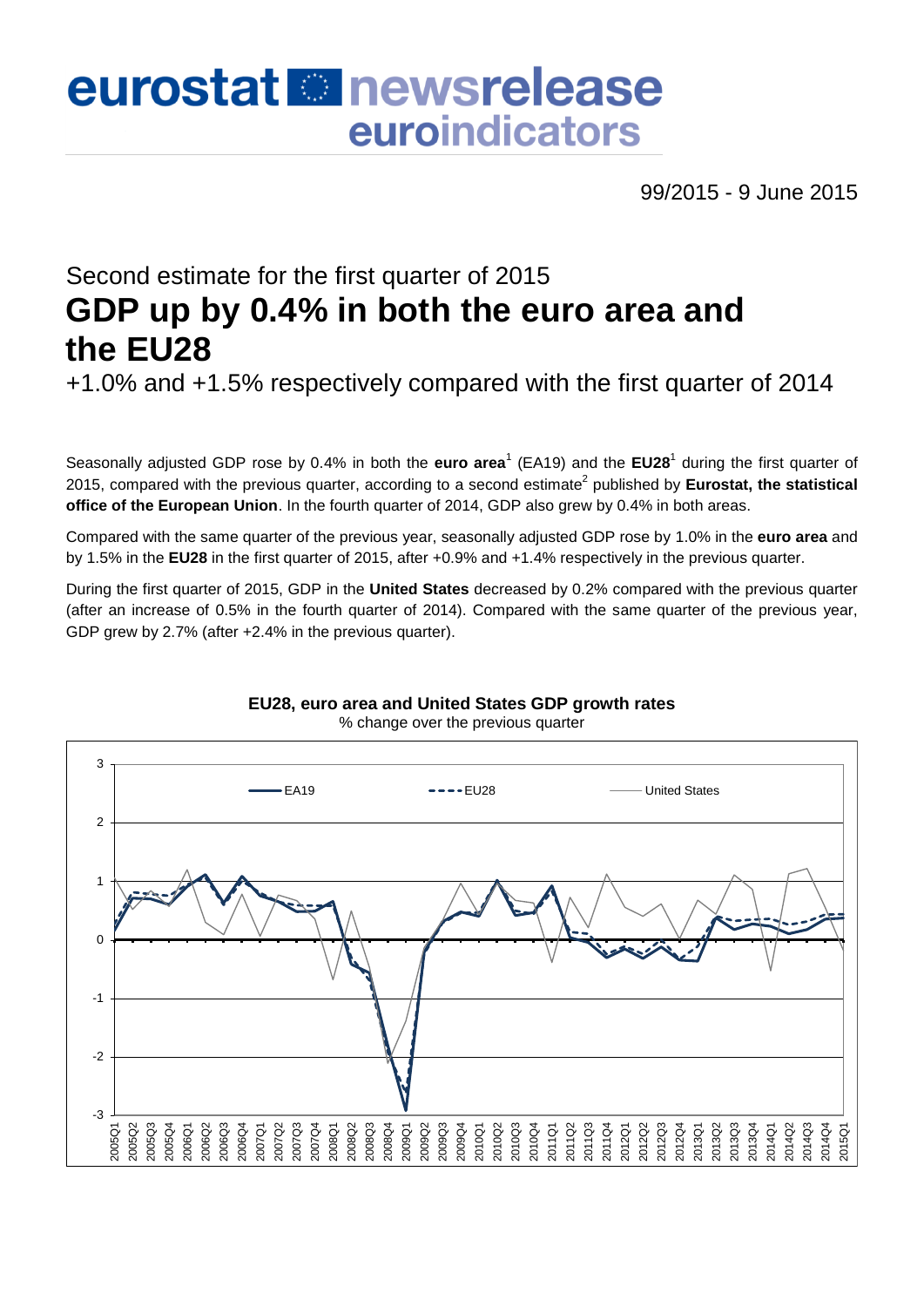# eurostat newsrelease euroindicators

99/2015 - 9 June 2015

## Second estimate for the first quarter of 2015

# GDP up by 0.4% in both the euro area and the EU28

### +1.0% and +1.5% respectively compared with the first quarter of 2014

Seasonally adjusted GDP rose by 0.4% in both the **euro area**[1] (EA19) and the **EU28**[1] during the first quarter of 2015, compared with the previous quarter, according to a second estimate[2] published by **Eurostat, the statistical office of the European Union**. In the fourth quarter of 2014, GDP also grew by 0.4% in both areas.

Compared with the same quarter of the previous year, seasonally adjusted GDP rose by 1.0% in the **euro area** and by 1.5% in the **EU28** in the first quarter of 2015, after +0.9% and +1.4% respectively in the previous quarter.

During the first quarter of 2015, GDP in the **United States** decreased by 0.2% compared with the previous quarter (after an increase of 0.5% in the fourth quarter of 2014). Compared with the same quarter of the previous year, GDP grew by 2.7% (after +2.4% in the previous quarter).

**EU28, euro area and United States GDP growth rates**

% change over the previous quarter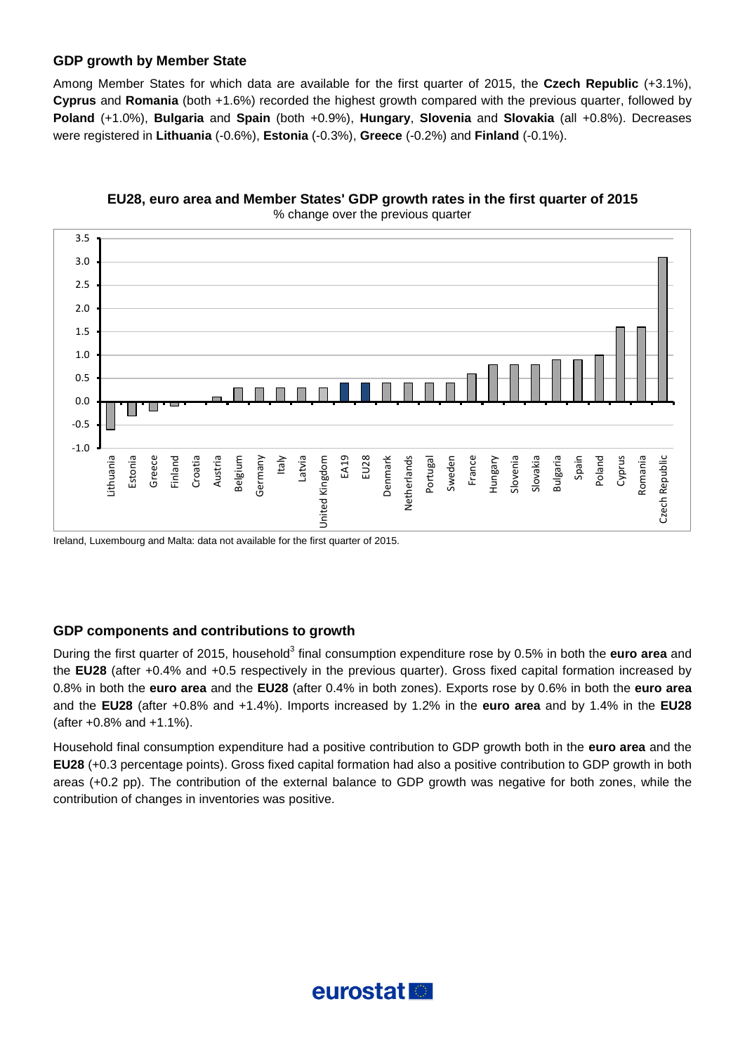## GDP growth by Member State

Among Member States for which data are available for the first quarter of 2015, the **Czech Republic** (+3.1%), **Cyprus** and **Romania** (both +1.6%) recorded the highest growth compared with the previous quarter, followed by **Poland** (+1.0%), **Bulgaria** and **Spain** (both +0.9%), **Hungary**, **Slovenia** and **Slovakia** (all +0.8%). Decreases were registered in **Lithuania** (-0.6%), **Estonia** (-0.3%), **Greece** (-0.2%) and **Finland** (-0.1%).

**EU28, euro area and Member States' GDP growth rates in the first quarter of 2015**

% change over the previous quarter

Ireland, Luxembourg and Malta: data not available for the first quarter of 2015.

## GDP components and contributions to growth

During the first quarter of 2015, household[3] final consumption expenditure rose by 0.5% in both the **euro area** and the **EU28** (after +0.4% and +0.5 respectively in the previous quarter). Gross fixed capital formation increased by 0.8% in both the **euro area** and the **EU28** (after 0.4% in both zones). Exports rose by 0.6% in both the **euro area** and the **EU28** (after +0.8% and +1.4%). Imports increased by 1.2% in the **euro area** and by 1.4% in the **EU28** (after +0.8% and +1.1%).

Household final consumption expenditure had a positive contribution to GDP growth both in the **euro area** and the **EU28** (+0.3 percentage points). Gross fixed capital formation had also a positive contribution to GDP growth in both areas (+0.2 pp). The contribution of the external balance to GDP growth was negative for both zones, while the contribution of changes in inventories was positive.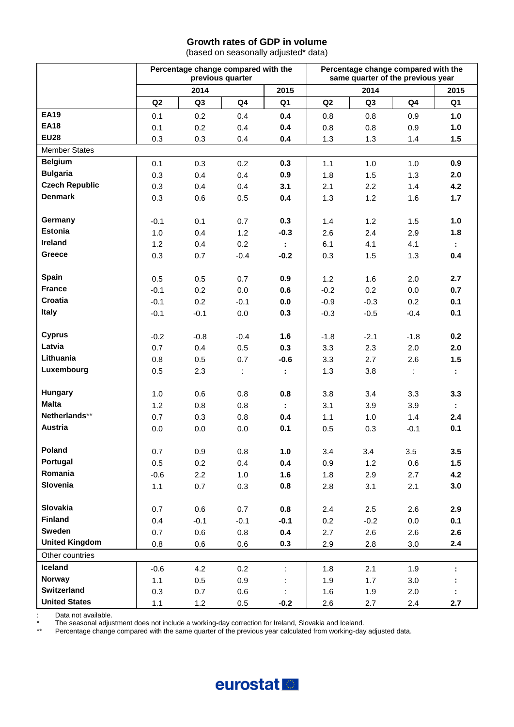## Growth rates of GDP in volume

(based on seasonally adjusted* data)

| | Percentage change compared with the previous quarter | | | | Percentage change compared with the same quarter of the previous year | | | |
|---|---|---|---|---|---|---|---|---|
| | 2014 | | | 2015 | 2014 | | | 2015 |
| | Q2 | Q3 | Q4 | Q1 | Q2 | Q3 | Q4 | Q1 |
| **EA19** | 0.1 | 0.2 | 0.4 | **0.4** | 0.8 | 0.8 | 0.9 | **1.0** |
| **EA18** | 0.1 | 0.2 | 0.4 | **0.4** | 0.8 | 0.8 | 0.9 | **1.0** |
| **EU28** | 0.3 | 0.3 | 0.4 | **0.4** | 1.3 | 1.3 | 1.4 | **1.5** |
| Member States | | | | | | | | |
| **Belgium** | 0.1 | 0.3 | 0.2 | **0.3** | 1.1 | 1.0 | 1.0 | **0.9** |
| **Bulgaria** | 0.3 | 0.4 | 0.4 | **0.9** | 1.8 | 1.5 | 1.3 | **2.0** |
| **Czech Republic** | 0.3 | 0.4 | 0.4 | **3.1** | 2.1 | 2.2 | 1.4 | **4.2** |
| **Denmark** | 0.3 | 0.6 | 0.5 | **0.4** | 1.3 | 1.2 | 1.6 | **1.7** |
| **Germany** | -0.1 | 0.1 | 0.7 | **0.3** | 1.4 | 1.2 | 1.5 | **1.0** |
| **Estonia** | 1.0 | 0.4 | 1.2 | **-0.3** | 2.6 | 2.4 | 2.9 | **1.8** |
| **Ireland** | 1.2 | 0.4 | 0.2 | **:** | 6.1 | 4.1 | 4.1 | **:** |
| **Greece** | 0.3 | 0.7 | -0.4 | **-0.2** | 0.3 | 1.5 | 1.3 | **0.4** |
| **Spain** | 0.5 | 0.5 | 0.7 | **0.9** | 1.2 | 1.6 | 2.0 | **2.7** |
| **France** | -0.1 | 0.2 | 0.0 | **0.6** | -0.2 | 0.2 | 0.0 | **0.7** |
| **Croatia** | -0.1 | 0.2 | -0.1 | **0.0** | -0.9 | -0.3 | 0.2 | **0.1** |
| **Italy** | -0.1 | -0.1 | 0.0 | **0.3** | -0.3 | -0.5 | -0.4 | **0.1** |
| **Cyprus** | -0.2 | -0.8 | -0.4 | **1.6** | -1.8 | -2.1 | -1.8 | **0.2** |
| **Latvia** | 0.7 | 0.4 | 0.5 | **0.3** | 3.3 | 2.3 | 2.0 | **2.0** |
| **Lithuania** | 0.8 | 0.5 | 0.7 | **-0.6** | 3.3 | 2.7 | 2.6 | **1.5** |
| **Luxembourg** | 0.5 | 2.3 | : | **:** | 1.3 | 3.8 | : | **:** |
| **Hungary** | 1.0 | 0.6 | 0.8 | **0.8** | 3.8 | 3.4 | 3.3 | **3.3** |
| **Malta** | 1.2 | 0.8 | 0.8 | **:** | 3.1 | 3.9 | 3.9 | **:** |
| **Netherlands**** | 0.7 | 0.3 | 0.8 | **0.4** | 1.1 | 1.0 | 1.4 | **2.4** |
| **Austria** | 0.0 | 0.0 | 0.0 | **0.1** | 0.5 | 0.3 | -0.1 | **0.1** |
| **Poland** | 0.7 | 0.9 | 0.8 | **1.0** | 3.4 | 3.4 | 3.5 | **3.5** |
| **Portugal** | 0.5 | 0.2 | 0.4 | **0.4** | 0.9 | 1.2 | 0.6 | **1.5** |
| **Romania** | -0.6 | 2.2 | 1.0 | **1.6** | 1.8 | 2.9 | 2.7 | **4.2** |
| **Slovenia** | 1.1 | 0.7 | 0.3 | **0.8** | 2.8 | 3.1 | 2.1 | **3.0** |
| **Slovakia** | 0.7 | 0.6 | 0.7 | **0.8** | 2.4 | 2.5 | 2.6 | **2.9** |
| **Finland** | 0.4 | -0.1 | -0.1 | **-0.1** | 0.2 | -0.2 | 0.0 | **0.1** |
| **Sweden** | 0.7 | 0.6 | 0.8 | **0.4** | 2.7 | 2.6 | 2.6 | **2.6** |
| **United Kingdom** | 0.8 | 0.6 | 0.6 | **0.3** | 2.9 | 2.8 | 3.0 | **2.4** |
| Other countries | | | | | | | | |
| **Iceland** | -0.6 | 4.2 | 0.2 | : | 1.8 | 2.1 | 1.9 | **:** |
| **Norway** | 1.1 | 0.5 | 0.9 | : | 1.9 | 1.7 | 3.0 | **:** |
| **Switzerland** | 0.3 | 0.7 | 0.6 | : | 1.6 | 1.9 | 2.0 | **:** |
| **United States** | 1.1 | 1.2 | 0.5 | **-0.2** | 2.6 | 2.7 | 2.4 | **2.7** |

: Data not available.

\* The seasonal adjustment does not include a working-day correction for Ireland, Slovakia and Iceland.

\*\* Percentage change compared with the same quarter of the previous year calculated from working-day adjusted data.

eurostat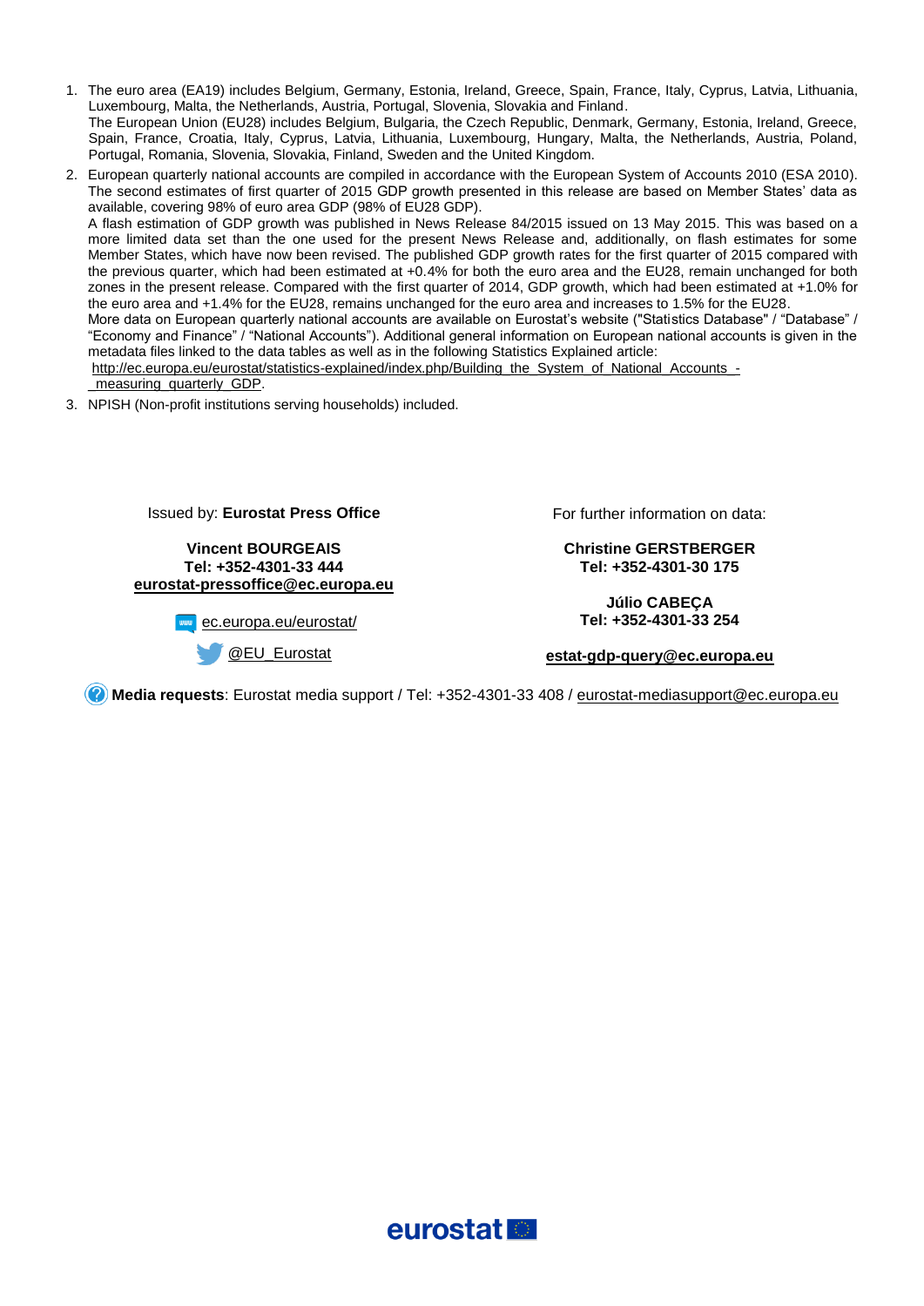1. The euro area (EA19) includes Belgium, Germany, Estonia, Ireland, Greece, Spain, France, Italy, Cyprus, Latvia, Lithuania, Luxembourg, Malta, the Netherlands, Austria, Portugal, Slovenia, Slovakia and Finland.
   The European Union (EU28) includes Belgium, Bulgaria, the Czech Republic, Denmark, Germany, Estonia, Ireland, Greece, Spain, France, Croatia, Italy, Cyprus, Latvia, Lithuania, Luxembourg, Hungary, Malta, the Netherlands, Austria, Poland, Portugal, Romania, Slovenia, Slovakia, Finland, Sweden and the United Kingdom.
2. European quarterly national accounts are compiled in accordance with the European System of Accounts 2010 (ESA 2010). The second estimates of first quarter of 2015 GDP growth presented in this release are based on Member States' data as available, covering 98% of euro area GDP (98% of EU28 GDP).
   A flash estimation of GDP growth was published in News Release 84/2015 issued on 13 May 2015. This was based on a more limited data set than the one used for the present News Release and, additionally, on flash estimates for some Member States, which have now been revised. The published GDP growth rates for the first quarter of 2015 compared with the previous quarter, which had been estimated at +0.4% for both the euro area and the EU28, remain unchanged for both zones in the present release. Compared with the first quarter of 2014, GDP growth, which had been estimated at +1.0% for the euro area and +1.4% for the EU28, remains unchanged for the euro area and increases to 1.5% for the EU28.
   More data on European quarterly national accounts are available on Eurostat's website ("Statistics Database" / "Database" / "Economy and Finance" / "National Accounts"). Additional general information on European national accounts is given in the metadata files linked to the data tables as well as in the following Statistics Explained article:
   http://ec.europa.eu/eurostat/statistics-explained/index.php/Building_the_System_of_National_Accounts_-_measuring_quarterly_GDP.
3. NPISH (Non-profit institutions serving households) included.

Issued by: **Eurostat Press Office**

**Vincent BOURGEAIS**
**Tel: +352-4301-33 444**
**eurostat-pressoffice@ec.europa.eu**

ec.europa.eu/eurostat/

@EU_Eurostat

For further information on data:

**Christine GERSTBERGER**
**Tel: +352-4301-30 175**

**Júlio CABEÇA**
**Tel: +352-4301-33 254**

**estat-gdp-query@ec.europa.eu**

**Media requests**: Eurostat media support / Tel: +352-4301-33 408 / eurostat-mediasupport@ec.europa.eu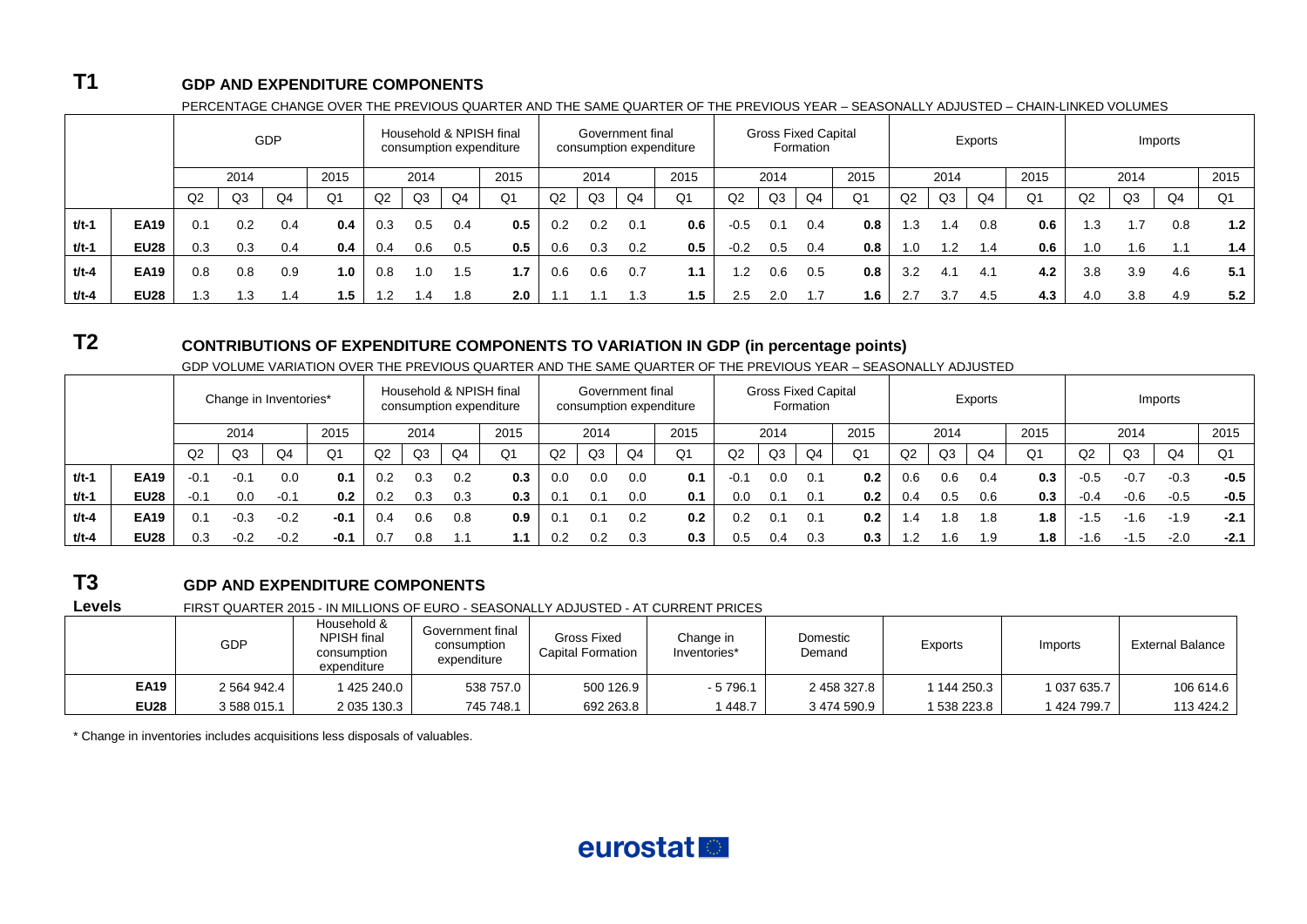## T1 GDP AND EXPENDITURE COMPONENTS

PERCENTAGE CHANGE OVER THE PREVIOUS QUARTER AND THE SAME QUARTER OF THE PREVIOUS YEAR – SEASONALLY ADJUSTED – CHAIN-LINKED VOLUMES

| | | GDP | | | | Household & NPISH final consumption expenditure | | | | Government final consumption expenditure | | | | Gross Fixed Capital Formation | | | | Exports | | | | Imports | | | |
|---|---|---|---|---|---|---|---|---|---|---|---|---|---|---|---|---|---|---|---|---|---|---|---|---|---|
| | | 2014 | | | 2015 | 2014 | | | 2015 | 2014 | | | 2015 | 2014 | | | 2015 | 2014 | | | 2015 | 2014 | | | 2015 |
| | | Q2 | Q3 | Q4 | Q1 | Q2 | Q3 | Q4 | Q1 | Q2 | Q3 | Q4 | Q1 | Q2 | Q3 | Q4 | Q1 | Q2 | Q3 | Q4 | Q1 | Q2 | Q3 | Q4 | Q1 |
| **t/t-1** | **EA19** | 0.1 | 0.2 | 0.4 | **0.4** | 0.3 | 0.5 | 0.4 | **0.5** | 0.2 | 0.2 | 0.1 | **0.6** | -0.5 | 0.1 | 0.4 | **0.8** | 1.3 | 1.4 | 0.8 | **0.6** | 1.3 | 1.7 | 0.8 | **1.2** |
| **t/t-1** | **EU28** | 0.3 | 0.3 | 0.4 | **0.4** | 0.4 | 0.6 | 0.5 | **0.5** | 0.6 | 0.3 | 0.2 | **0.5** | -0.2 | 0.5 | 0.4 | **0.8** | 1.0 | 1.2 | 1.4 | **0.6** | 1.0 | 1.6 | 1.1 | **1.4** |
| **t/t-4** | **EA19** | 0.8 | 0.8 | 0.9 | **1.0** | 0.8 | 1.0 | 1.5 | **1.7** | 0.6 | 0.6 | 0.7 | **1.1** | 1.2 | 0.6 | 0.5 | **0.8** | 3.2 | 4.1 | 4.1 | **4.2** | 3.8 | 3.9 | 4.6 | **5.1** |
| **t/t-4** | **EU28** | 1.3 | 1.3 | 1.4 | **1.5** | 1.2 | 1.4 | 1.8 | **2.0** | 1.1 | 1.1 | 1.3 | **1.5** | 2.5 | 2.0 | 1.7 | **1.6** | 2.7 | 3.7 | 4.5 | **4.3** | 4.0 | 3.8 | 4.9 | **5.2** |

## T2 CONTRIBUTIONS OF EXPENDITURE COMPONENTS TO VARIATION IN GDP (in percentage points)

GDP VOLUME VARIATION OVER THE PREVIOUS QUARTER AND THE SAME QUARTER OF THE PREVIOUS YEAR – SEASONALLY ADJUSTED

| | | Change in Inventories* | | | | Household & NPISH final consumption expenditure | | | | Government final consumption expenditure | | | | Gross Fixed Capital Formation | | | | Exports | | | | Imports | | | |
|---|---|---|---|---|---|---|---|---|---|---|---|---|---|---|---|---|---|---|---|---|---|---|---|---|---|
| | | 2014 | | | 2015 | 2014 | | | 2015 | 2014 | | | 2015 | 2014 | | | 2015 | 2014 | | | 2015 | 2014 | | | 2015 |
| | | Q2 | Q3 | Q4 | Q1 | Q2 | Q3 | Q4 | Q1 | Q2 | Q3 | Q4 | Q1 | Q2 | Q3 | Q4 | Q1 | Q2 | Q3 | Q4 | Q1 | Q2 | Q3 | Q4 | Q1 |
| **t/t-1** | **EA19** | -0.1 | -0.1 | 0.0 | **0.1** | 0.2 | 0.3 | 0.2 | **0.3** | 0.0 | 0.0 | 0.0 | **0.1** | -0.1 | 0.0 | 0.1 | **0.2** | 0.6 | 0.6 | 0.4 | **0.3** | -0.5 | -0.7 | -0.3 | **-0.5** |
| **t/t-1** | **EU28** | -0.1 | 0.0 | -0.1 | **0.2** | 0.2 | 0.3 | 0.3 | **0.3** | 0.1 | 0.1 | 0.0 | **0.1** | 0.0 | 0.1 | 0.1 | **0.2** | 0.4 | 0.5 | 0.6 | **0.3** | -0.4 | -0.6 | -0.5 | **-0.5** |
| **t/t-4** | **EA19** | 0.1 | -0.3 | -0.2 | **-0.1** | 0.4 | 0.6 | 0.8 | **0.9** | 0.1 | 0.1 | 0.2 | **0.2** | 0.2 | 0.1 | 0.1 | **0.2** | 1.4 | 1.8 | 1.8 | **1.8** | -1.5 | -1.6 | -1.9 | **-2.1** |
| **t/t-4** | **EU28** | 0.3 | -0.2 | -0.2 | **-0.1** | 0.7 | 0.8 | 1.1 | **1.1** | 0.2 | 0.2 | 0.3 | **0.3** | 0.5 | 0.4 | 0.3 | **0.3** | 1.2 | 1.6 | 1.9 | **1.8** | -1.6 | -1.5 | -2.0 | **-2.1** |

## T3 GDP AND EXPENDITURE COMPONENTS

**Levels** FIRST QUARTER 2015 - IN MILLIONS OF EURO - SEASONALLY ADJUSTED - AT CURRENT PRICES

| | GDP | Household & NPISH final consumption expenditure | Government final consumption expenditure | Gross Fixed Capital Formation | Change in Inventories* | Domestic Demand | Exports | Imports | External Balance |
|---|---|---|---|---|---|---|---|---|---|
| **EA19** | 2 564 942.4 | 1 425 240.0 | 538 757.0 | 500 126.9 | - 5 796.1 | 2 458 327.8 | 1 144 250.3 | 1 037 635.7 | 106 614.6 |
| **EU28** | 3 588 015.1 | 2 035 130.3 | 745 748.1 | 692 263.8 | 1 448.7 | 3 474 590.9 | 1 538 223.8 | 1 424 799.7 | 113 424.2 |

* Change in inventories includes acquisitions less disposals of valuables.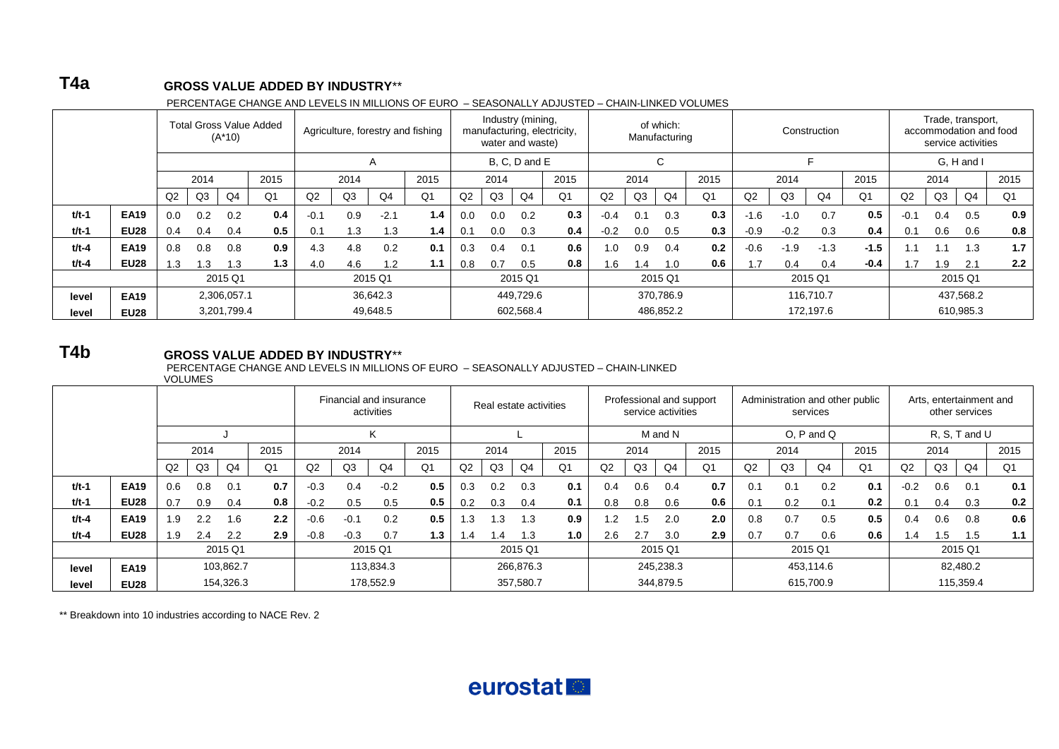# T4a

## GROSS VALUE ADDED BY INDUSTRY**

PERCENTAGE CHANGE AND LEVELS IN MILLIONS OF EURO – SEASONALLY ADJUSTED – CHAIN-LINKED VOLUMES

| | | Total Gross Value Added (A*10) | | | | Agriculture, forestry and fishing | | | | Industry (mining, manufacturing, electricity, water and waste) | | | | of which: Manufacturing | | | | Construction | | | | Trade, transport, accommodation and food service activities | | | |
|---|---|---|---|---|---|---|---|---|---|---|---|---|---|---|---|---|---|---|---|---|---|---|---|---|---|
| | | | | | | A | | | | B, C, D and E | | | | C | | | | F | | | | G, H and I | | | |
| | | 2014 | | | 2015 | 2014 | | | 2015 | 2014 | | | 2015 | 2014 | | | 2015 | 2014 | | | 2015 | 2014 | | | 2015 |
| | | Q2 | Q3 | Q4 | Q1 | Q2 | Q3 | Q4 | Q1 | Q2 | Q3 | Q4 | Q1 | Q2 | Q3 | Q4 | Q1 | Q2 | Q3 | Q4 | Q1 | Q2 | Q3 | Q4 | Q1 |
| t/t-1 | EA19 | 0.0 | 0.2 | 0.2 | **0.4** | -0.1 | 0.9 | -2.1 | **1.4** | 0.0 | 0.0 | 0.2 | **0.3** | -0.4 | 0.1 | 0.3 | **0.3** | -1.6 | -1.0 | 0.7 | **0.5** | -0.1 | 0.4 | 0.5 | **0.9** |
| t/t-1 | EU28 | 0.4 | 0.4 | 0.4 | **0.5** | 0.1 | 1.3 | 1.3 | **1.4** | 0.1 | 0.0 | 0.3 | **0.4** | -0.2 | 0.0 | 0.5 | **0.3** | -0.9 | -0.2 | 0.3 | **0.4** | 0.1 | 0.6 | 0.6 | **0.8** |
| t/t-4 | EA19 | 0.8 | 0.8 | 0.8 | **0.9** | 4.3 | 4.8 | 0.2 | **0.1** | 0.3 | 0.4 | 0.1 | **0.6** | 1.0 | 0.9 | 0.4 | **0.2** | -0.6 | -1.9 | -1.3 | **-1.5** | 1.1 | 1.1 | 1.3 | **1.7** |
| t/t-4 | EU28 | 1.3 | 1.3 | 1.3 | **1.3** | 4.0 | 4.6 | 1.2 | **1.1** | 0.8 | 0.7 | 0.5 | **0.8** | 1.6 | 1.4 | 1.0 | **0.6** | 1.7 | 0.4 | 0.4 | **-0.4** | 1.7 | 1.9 | 2.1 | **2.2** |
| | | 2015 Q1 | | | | 2015 Q1 | | | | 2015 Q1 | | | | 2015 Q1 | | | | 2015 Q1 | | | | 2015 Q1 | | | |
| level | EA19 | 2,306,057.1 | | | | 36,642.3 | | | | 449,729.6 | | | | 370,786.9 | | | | 116,710.7 | | | | 437,568.2 | | | |
| level | EU28 | 3,201,799.4 | | | | 49,648.5 | | | | 602,568.4 | | | | 486,852.2 | | | | 172,197.6 | | | | 610,985.3 | | | |

# T4b

## GROSS VALUE ADDED BY INDUSTRY**

PERCENTAGE CHANGE AND LEVELS IN MILLIONS OF EURO – SEASONALLY ADJUSTED – CHAIN-LINKED VOLUMES

| | | | | | | Financial and insurance activities | | | | Real estate activities | | | | Professional and support service activities | | | | Administration and other public services | | | | Arts, entertainment and other services | | | |
|---|---|---|---|---|---|---|---|---|---|---|---|---|---|---|---|---|---|---|---|---|---|---|---|---|---|
| | | J | | | | K | | | | L | | | | M and N | | | | O, P and Q | | | | R, S, T and U | | | |
| | | 2014 | | | 2015 | 2014 | | | 2015 | 2014 | | | 2015 | 2014 | | | 2015 | 2014 | | | 2015 | 2014 | | | 2015 |
| | | Q2 | Q3 | Q4 | Q1 | Q2 | Q3 | Q4 | Q1 | Q2 | Q3 | Q4 | Q1 | Q2 | Q3 | Q4 | Q1 | Q2 | Q3 | Q4 | Q1 | Q2 | Q3 | Q4 | Q1 |
| t/t-1 | EA19 | 0.6 | 0.8 | 0.1 | **0.7** | -0.3 | 0.4 | -0.2 | **0.5** | 0.3 | 0.2 | 0.3 | **0.1** | 0.4 | 0.6 | 0.4 | **0.7** | 0.1 | 0.1 | 0.2 | **0.1** | -0.2 | 0.6 | 0.1 | **0.1** |
| t/t-1 | EU28 | 0.7 | 0.9 | 0.4 | **0.8** | -0.2 | 0.5 | 0.5 | **0.5** | 0.2 | 0.3 | 0.4 | **0.1** | 0.8 | 0.8 | 0.6 | **0.6** | 0.1 | 0.2 | 0.1 | **0.2** | 0.1 | 0.4 | 0.3 | **0.2** |
| t/t-4 | EA19 | 1.9 | 2.2 | 1.6 | **2.2** | -0.6 | -0.1 | 0.2 | **0.5** | 1.3 | 1.3 | 1.3 | **0.9** | 1.2 | 1.5 | 2.0 | **2.0** | 0.8 | 0.7 | 0.5 | **0.5** | 0.4 | 0.6 | 0.8 | **0.6** |
| t/t-4 | EU28 | 1.9 | 2.4 | 2.2 | **2.9** | -0.8 | -0.3 | 0.7 | **1.3** | 1.4 | 1.4 | 1.3 | **1.0** | 2.6 | 2.7 | 3.0 | **2.9** | 0.7 | 0.7 | 0.6 | **0.6** | 1.4 | 1.5 | 1.5 | **1.1** |
| | | 2015 Q1 | | | | 2015 Q1 | | | | 2015 Q1 | | | | 2015 Q1 | | | | 2015 Q1 | | | | 2015 Q1 | | | |
| level | EA19 | 103,862.7 | | | | 113,834.3 | | | | 266,876.3 | | | | 245,238.3 | | | | 453,114.6 | | | | 82,480.2 | | | |
| level | EU28 | 154,326.3 | | | | 178,552.9 | | | | 357,580.7 | | | | 344,879.5 | | | | 615,700.9 | | | | 115,359.4 | | | |

** Breakdown into 10 industries according to NACE Rev. 2

eurostat